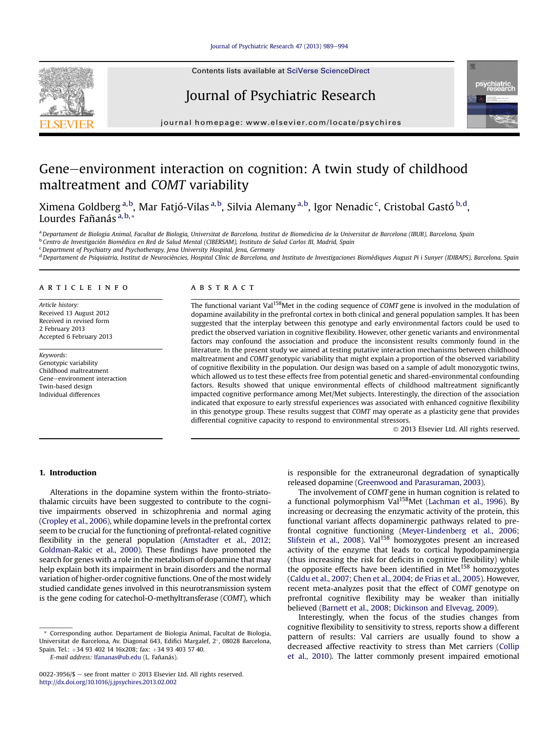# Gene–environment interaction on cognition: A twin study of childhood maltreatment and *COMT* variability

Ximena Goldberg[a,b], Mar Fatjó-Vilas[a,b], Silvia Alemany[a,b], Igor Nenadic[c], Cristobal Gastó[b,d], Lourdes Fañanás[a,b,*]

[a] Departament de Biologia Animal, Facultat de Biologia, Universitat de Barcelona, Institut de Biomedicina de la Universitat de Barcelona (IBUB), Barcelona, Spain
[b] Centro de Investigación Biomédica en Red de Salud Mental (CIBERSAM), Instituto de Salud Carlos III, Madrid, Spain
[c] Department of Psychiatry and Psychotherapy, Jena University Hospital, Jena, Germany
[d] Departament de Psiquiatria, Institut de Neurociències, Hospital Clínic de Barcelona, and Instituto de Investigaciones Biomédiques August Pi i Sunyer (IDIBAPS), Barcelona, Spain

## ARTICLE INFO

*Article history:*
Received 13 August 2012
Received in revised form
2 February 2013
Accepted 6 February 2013

*Keywords:*
Genotypic variability
Childhood maltreatment
Gene–environment interaction
Twin-based design
Individual differences

## ABSTRACT

The functional variant Val$^{158}$Met in the coding sequence of *COMT* gene is involved in the modulation of dopamine availability in the prefrontal cortex in both clinical and general population samples. It has been suggested that the interplay between this genotype and early environmental factors could be used to predict the observed variation in cognitive flexibility. However, other genetic variants and environmental factors may confound the association and produce the inconsistent results commonly found in the literature. In the present study we aimed at testing putative interaction mechanisms between childhood maltreatment and *COMT* genotypic variability that might explain a proportion of the observed variability of cognitive flexibility in the population. Our design was based on a sample of adult monozygotic twins, which allowed us to test these effects free from potential genetic and shared-environmental confounding factors. Results showed that unique environmental effects of childhood maltreatment significantly impacted cognitive performance among Met/Met subjects. Interestingly, the direction of the association indicated that exposure to early stressful experiences was associated with enhanced cognitive flexibility in this genotype group. These results suggest that *COMT* may operate as a plasticity gene that provides differential cognitive capacity to respond to environmental stressors.

© 2013 Elsevier Ltd. All rights reserved.

## 1. Introduction

Alterations in the dopamine system within the fronto-striato-thalamic circuits have been suggested to contribute to the cognitive impairments observed in schizophrenia and normal aging (Cropley et al., 2006), while dopamine levels in the prefrontal cortex seem to be crucial for the functioning of prefrontal-related cognitive flexibility in the general population (Amstadter et al., 2012; Goldman-Rakic et al., 2000). These findings have promoted the search for genes with a role in the metabolism of dopamine that may help explain both its impairment in brain disorders and the normal variation of higher-order cognitive functions. One of the most widely studied candidate genes involved in this neurotransmission system is the gene coding for catechol-O-methyltransferase (*COMT*), which is responsible for the extraneuronal degradation of synaptically released dopamine (Greenwood and Parasuraman, 2003).

The involvement of *COMT* gene in human cognition is related to a functional polymorphism Val$^{158}$Met (Lachman et al., 1996). By increasing or decreasing the enzymatic activity of the protein, this functional variant affects dopaminergic pathways related to prefrontal cognitive functioning (Meyer-Lindenberg et al., 2006; Slifstein et al., 2008). Val$^{158}$ homozygotes present an increased activity of the enzyme that leads to cortical hypodopaminergia (thus increasing the risk for deficits in cognitive flexibility) while the opposite effects have been identified in Met$^{158}$ homozygotes (Caldu et al., 2007; Chen et al., 2004; de Frias et al., 2005). However, recent meta-analyzes posit that the effect of *COMT* genotype on prefrontal cognitive flexibility may be weaker than initially believed (Barnett et al., 2008; Dickinson and Elvevag, 2009).

Interestingly, when the focus of the studies changes from cognitive flexibility to sensitivity to stress, reports show a different pattern of results: Val carriers are usually found to show a decreased affective reactivity to stress than Met carriers (Collip et al., 2010). The latter commonly present impaired emotional

* Corresponding author. Departament de Biologia Animal, Facultat de Biologia, Universitat de Barcelona, Av. Diagonal 643, Edifici Margalef, 2°, 08028 Barcelona, Spain. Tel.: +34 93 402 14 16x208; fax: +34 93 403 57 40.
*E-mail address:* lfananas@ub.edu (L. Fañanás).

0022-3956/$ – see front matter © 2013 Elsevier Ltd. All rights reserved.
http://dx.doi.org/10.1016/j.jpsychires.2013.02.002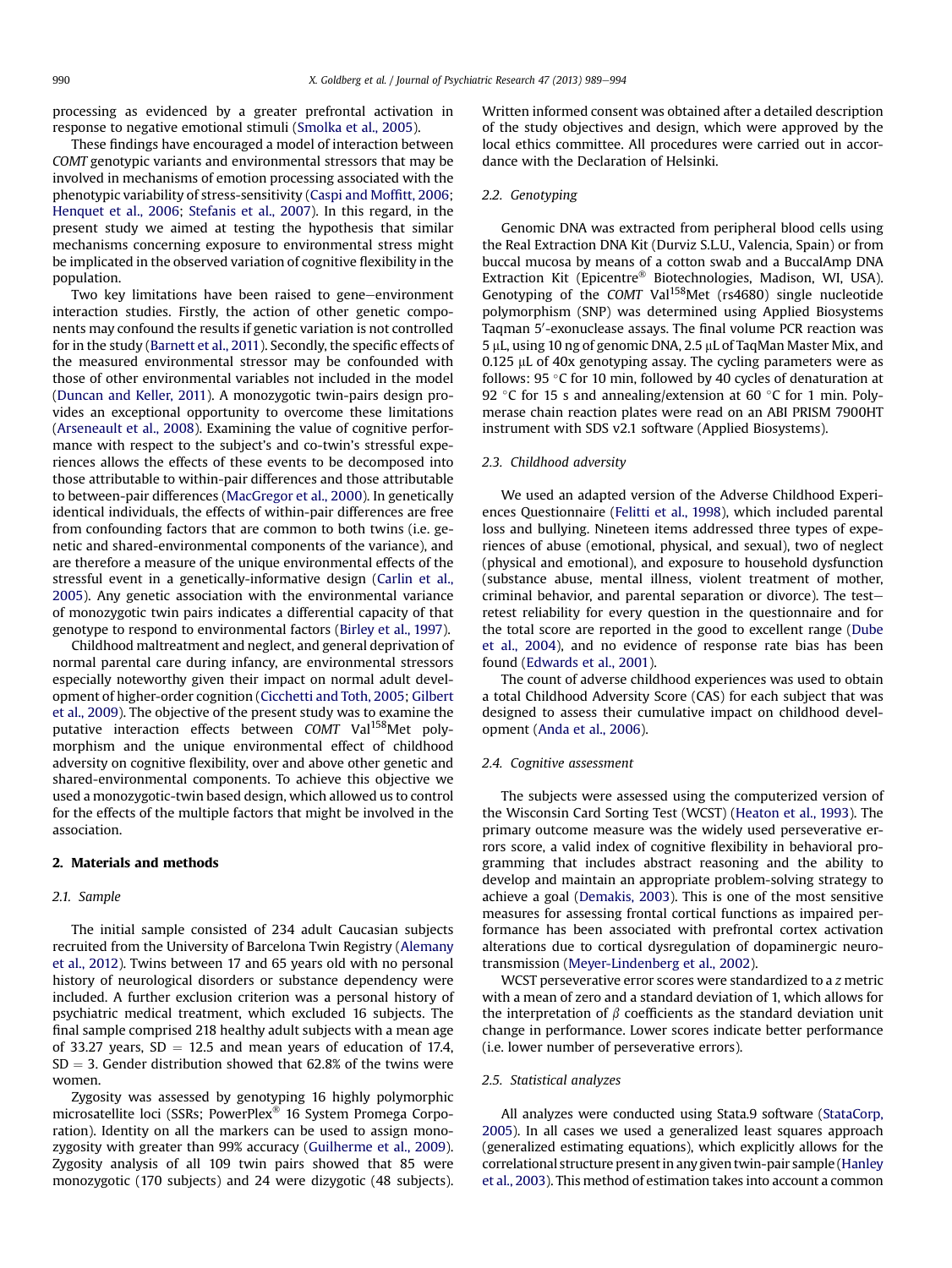processing as evidenced by a greater prefrontal activation in response to negative emotional stimuli (Smolka et al., 2005).

These findings have encouraged a model of interaction between *COMT* genotypic variants and environmental stressors that may be involved in mechanisms of emotion processing associated with the phenotypic variability of stress-sensitivity (Caspi and Moffitt, 2006; Henquet et al., 2006; Stefanis et al., 2007). In this regard, in the present study we aimed at testing the hypothesis that similar mechanisms concerning exposure to environmental stress might be implicated in the observed variation of cognitive flexibility in the population.

Two key limitations have been raised to gene–environment interaction studies. Firstly, the action of other genetic components may confound the results if genetic variation is not controlled for in the study (Barnett et al., 2011). Secondly, the specific effects of the measured environmental stressor may be confounded with those of other environmental variables not included in the model (Duncan and Keller, 2011). A monozygotic twin-pairs design provides an exceptional opportunity to overcome these limitations (Arseneault et al., 2008). Examining the value of cognitive performance with respect to the subject's and co-twin's stressful experiences allows the effects of these events to be decomposed into those attributable to within-pair differences and those attributable to between-pair differences (MacGregor et al., 2000). In genetically identical individuals, the effects of within-pair differences are free from confounding factors that are common to both twins (i.e. genetic and shared-environmental components of the variance), and are therefore a measure of the unique environmental effects of the stressful event in a genetically-informative design (Carlin et al., 2005). Any genetic association with the environmental variance of monozygotic twin pairs indicates a differential capacity of that genotype to respond to environmental factors (Birley et al., 1997).

Childhood maltreatment and neglect, and general deprivation of normal parental care during infancy, are environmental stressors especially noteworthy given their impact on normal adult development of higher-order cognition (Cicchetti and Toth, 2005; Gilbert et al., 2009). The objective of the present study was to examine the putative interaction effects between *COMT* Val[158]Met polymorphism and the unique environmental effect of childhood adversity on cognitive flexibility, over and above other genetic and shared-environmental components. To achieve this objective we used a monozygotic-twin based design, which allowed us to control for the effects of the multiple factors that might be involved in the association.

## 2. Materials and methods

### 2.1. Sample

The initial sample consisted of 234 adult Caucasian subjects recruited from the University of Barcelona Twin Registry (Alemany et al., 2012). Twins between 17 and 65 years old with no personal history of neurological disorders or substance dependency were included. A further exclusion criterion was a personal history of psychiatric medical treatment, which excluded 16 subjects. The final sample comprised 218 healthy adult subjects with a mean age of 33.27 years, SD = 12.5 and mean years of education of 17.4, SD = 3. Gender distribution showed that 62.8% of the twins were women.

Zygosity was assessed by genotyping 16 highly polymorphic microsatellite loci (SSRs; PowerPlex® 16 System Promega Corporation). Identity on all the markers can be used to assign monozygosity with greater than 99% accuracy (Guilherme et al., 2009). Zygosity analysis of all 109 twin pairs showed that 85 were monozygotic (170 subjects) and 24 were dizygotic (48 subjects). Written informed consent was obtained after a detailed description of the study objectives and design, which were approved by the local ethics committee. All procedures were carried out in accordance with the Declaration of Helsinki.

### 2.2. Genotyping

Genomic DNA was extracted from peripheral blood cells using the Real Extraction DNA Kit (Durviz S.L.U., Valencia, Spain) or from buccal mucosa by means of a cotton swab and a BuccalAmp DNA Extraction Kit (Epicentre® Biotechnologies, Madison, WI, USA). Genotyping of the *COMT* Val[158]Met (rs4680) single nucleotide polymorphism (SNP) was determined using Applied Biosystems Taqman 5′-exonuclease assays. The final volume PCR reaction was 5 μL, using 10 ng of genomic DNA, 2.5 μL of TaqMan Master Mix, and 0.125 μL of 40x genotyping assay. The cycling parameters were as follows: 95 °C for 10 min, followed by 40 cycles of denaturation at 92 °C for 15 s and annealing/extension at 60 °C for 1 min. Polymerase chain reaction plates were read on an ABI PRISM 7900HT instrument with SDS v2.1 software (Applied Biosystems).

### 2.3. Childhood adversity

We used an adapted version of the Adverse Childhood Experiences Questionnaire (Felitti et al., 1998), which included parental loss and bullying. Nineteen items addressed three types of experiences of abuse (emotional, physical, and sexual), two of neglect (physical and emotional), and exposure to household dysfunction (substance abuse, mental illness, violent treatment of mother, criminal behavior, and parental separation or divorce). The test–retest reliability for every question in the questionnaire and for the total score are reported in the good to excellent range (Dube et al., 2004), and no evidence of response rate bias has been found (Edwards et al., 2001).

The count of adverse childhood experiences was used to obtain a total Childhood Adversity Score (CAS) for each subject that was designed to assess their cumulative impact on childhood development (Anda et al., 2006).

### 2.4. Cognitive assessment

The subjects were assessed using the computerized version of the Wisconsin Card Sorting Test (WCST) (Heaton et al., 1993). The primary outcome measure was the widely used perseverative errors score, a valid index of cognitive flexibility in behavioral programming that includes abstract reasoning and the ability to develop and maintain an appropriate problem-solving strategy to achieve a goal (Demakis, 2003). This is one of the most sensitive measures for assessing frontal cortical functions as impaired performance has been associated with prefrontal cortex activation alterations due to cortical dysregulation of dopaminergic neurotransmission (Meyer-Lindenberg et al., 2002).

WCST perseverative error scores were standardized to a $z$ metric with a mean of zero and a standard deviation of 1, which allows for the interpretation of $\beta$ coefficients as the standard deviation unit change in performance. Lower scores indicate better performance (i.e. lower number of perseverative errors).

### 2.5. Statistical analyzes

All analyzes were conducted using Stata.9 software (StataCorp, 2005). In all cases we used a generalized least squares approach (generalized estimating equations), which explicitly allows for the correlational structure present in any given twin-pair sample (Hanley et al., 2003). This method of estimation takes into account a common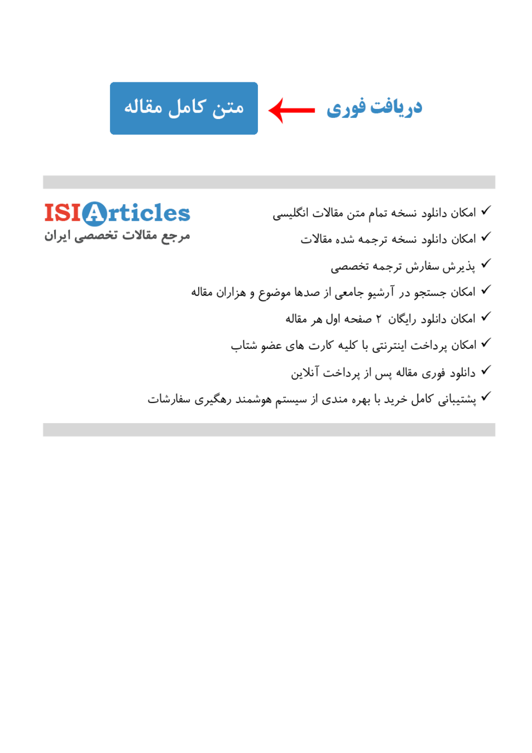دریافت فوری ← **متن کامل مقاله**

**ISIArticles**
مرجع مقالات تخصصی ایران

- ✓ امکان دانلود نسخه تمام متن مقالات انگلیسی
- ✓ امکان دانلود نسخه ترجمه شده مقالات
- ✓ پذیرش سفارش ترجمه تخصصی
- ✓ امکان جستجو در آرشیو جامعی از صدها موضوع و هزاران مقاله
- ✓ امکان دانلود رایگان ۲ صفحه اول هر مقاله
- ✓ امکان پرداخت اینترنتی با کلیه کارت های عضو شتاب
- ✓ دانلود فوری مقاله پس از پرداخت آنلاین
- ✓ پشتیبانی کامل خرید با بهره مندی از سیستم هوشمند رهگیری سفارشات